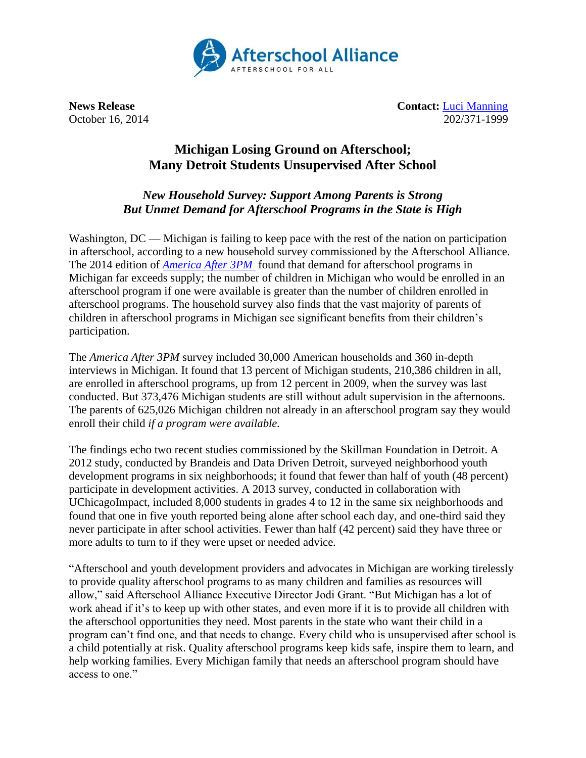Afterschool Alliance
AFTERSCHOOL FOR ALL

**News Release**
October 16, 2014

**Contact:** Luci Manning
202/371-1999

# Michigan Losing Ground on Afterschool; Many Detroit Students Unsupervised After School

### *New Household Survey: Support Among Parents is Strong But Unmet Demand for Afterschool Programs in the State is High*

Washington, DC — Michigan is failing to keep pace with the rest of the nation on participation in afterschool, according to a new household survey commissioned by the Afterschool Alliance. The 2014 edition of *America After 3PM* found that demand for afterschool programs in Michigan far exceeds supply; the number of children in Michigan who would be enrolled in an afterschool program if one were available is greater than the number of children enrolled in afterschool programs. The household survey also finds that the vast majority of parents of children in afterschool programs in Michigan see significant benefits from their children's participation.

The *America After 3PM* survey included 30,000 American households and 360 in-depth interviews in Michigan. It found that 13 percent of Michigan students, 210,386 children in all, are enrolled in afterschool programs, up from 12 percent in 2009, when the survey was last conducted. But 373,476 Michigan students are still without adult supervision in the afternoons. The parents of 625,026 Michigan children not already in an afterschool program say they would enroll their child *if a program were available.*

The findings echo two recent studies commissioned by the Skillman Foundation in Detroit. A 2012 study, conducted by Brandeis and Data Driven Detroit, surveyed neighborhood youth development programs in six neighborhoods; it found that fewer than half of youth (48 percent) participate in development activities. A 2013 survey, conducted in collaboration with UChicagoImpact, included 8,000 students in grades 4 to 12 in the same six neighborhoods and found that one in five youth reported being alone after school each day, and one-third said they never participate in after school activities. Fewer than half (42 percent) said they have three or more adults to turn to if they were upset or needed advice.

"Afterschool and youth development providers and advocates in Michigan are working tirelessly to provide quality afterschool programs to as many children and families as resources will allow," said Afterschool Alliance Executive Director Jodi Grant. "But Michigan has a lot of work ahead if it's to keep up with other states, and even more if it is to provide all children with the afterschool opportunities they need. Most parents in the state who want their child in a program can't find one, and that needs to change. Every child who is unsupervised after school is a child potentially at risk. Quality afterschool programs keep kids safe, inspire them to learn, and help working families. Every Michigan family that needs an afterschool program should have access to one."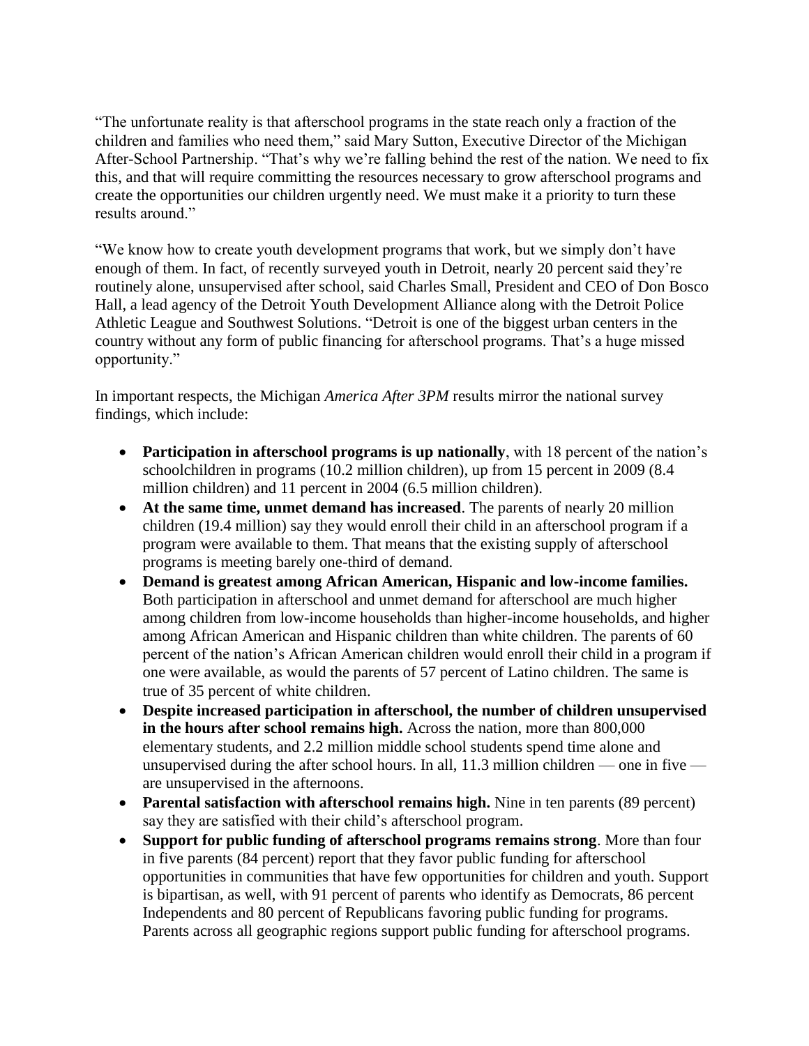"The unfortunate reality is that afterschool programs in the state reach only a fraction of the children and families who need them," said Mary Sutton, Executive Director of the Michigan After-School Partnership. "That's why we're falling behind the rest of the nation. We need to fix this, and that will require committing the resources necessary to grow afterschool programs and create the opportunities our children urgently need. We must make it a priority to turn these results around."

"We know how to create youth development programs that work, but we simply don't have enough of them. In fact, of recently surveyed youth in Detroit, nearly 20 percent said they're routinely alone, unsupervised after school, said Charles Small, President and CEO of Don Bosco Hall, a lead agency of the Detroit Youth Development Alliance along with the Detroit Police Athletic League and Southwest Solutions. "Detroit is one of the biggest urban centers in the country without any form of public financing for afterschool programs. That's a huge missed opportunity."

In important respects, the Michigan *America After 3PM* results mirror the national survey findings, which include:

- **Participation in afterschool programs is up nationally**, with 18 percent of the nation's schoolchildren in programs (10.2 million children), up from 15 percent in 2009 (8.4 million children) and 11 percent in 2004 (6.5 million children).
- **At the same time, unmet demand has increased**. The parents of nearly 20 million children (19.4 million) say they would enroll their child in an afterschool program if a program were available to them. That means that the existing supply of afterschool programs is meeting barely one-third of demand.
- **Demand is greatest among African American, Hispanic and low-income families.** Both participation in afterschool and unmet demand for afterschool are much higher among children from low-income households than higher-income households, and higher among African American and Hispanic children than white children. The parents of 60 percent of the nation's African American children would enroll their child in a program if one were available, as would the parents of 57 percent of Latino children. The same is true of 35 percent of white children.
- **Despite increased participation in afterschool, the number of children unsupervised in the hours after school remains high.** Across the nation, more than 800,000 elementary students, and 2.2 million middle school students spend time alone and unsupervised during the after school hours. In all, 11.3 million children — one in five — are unsupervised in the afternoons.
- **Parental satisfaction with afterschool remains high.** Nine in ten parents (89 percent) say they are satisfied with their child's afterschool program.
- **Support for public funding of afterschool programs remains strong**. More than four in five parents (84 percent) report that they favor public funding for afterschool opportunities in communities that have few opportunities for children and youth. Support is bipartisan, as well, with 91 percent of parents who identify as Democrats, 86 percent Independents and 80 percent of Republicans favoring public funding for programs. Parents across all geographic regions support public funding for afterschool programs.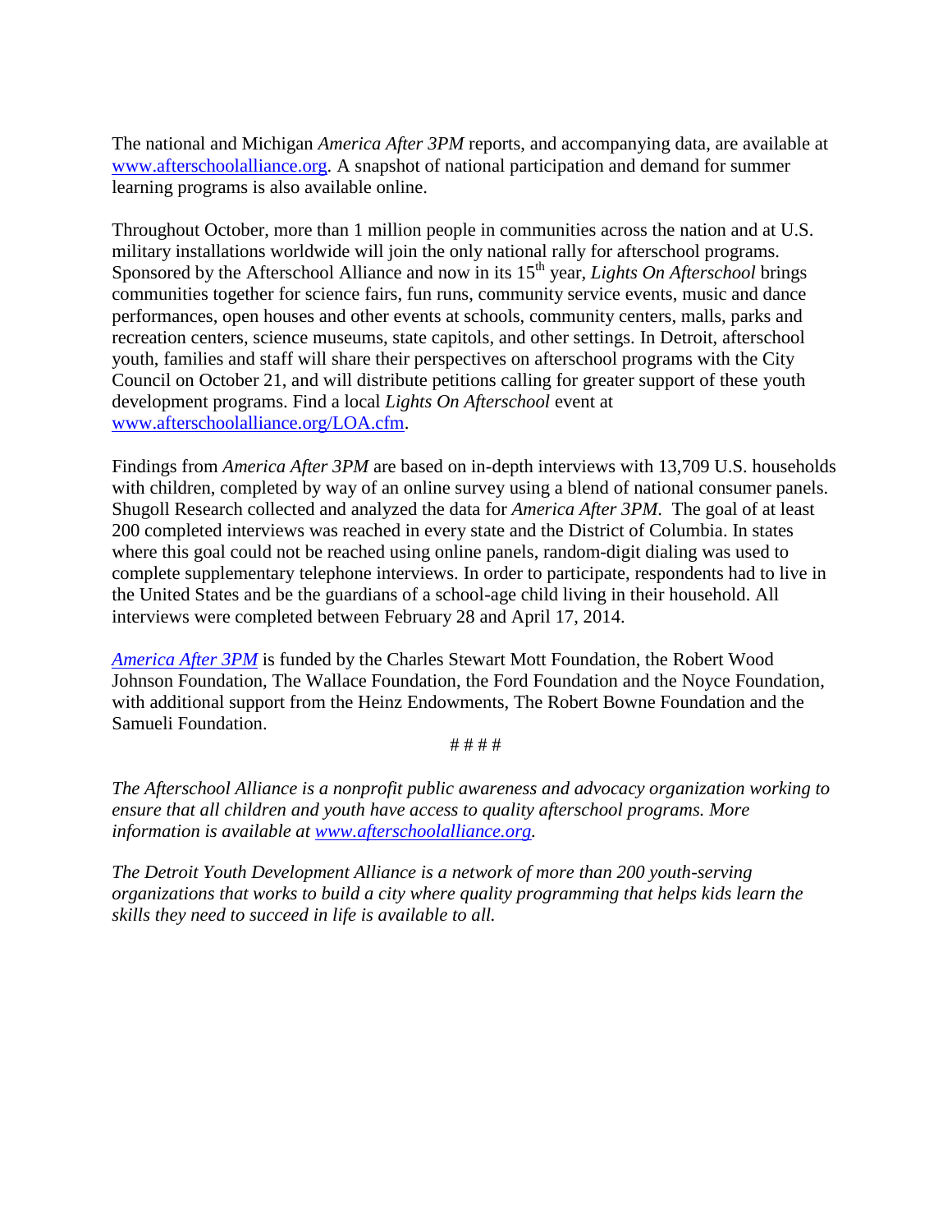The national and Michigan *America After 3PM* reports, and accompanying data, are available at [www.afterschoolalliance.org](http://www.afterschoolalliance.org). A snapshot of national participation and demand for summer learning programs is also available online.

Throughout October, more than 1 million people in communities across the nation and at U.S. military installations worldwide will join the only national rally for afterschool programs. Sponsored by the Afterschool Alliance and now in its 15th year, *Lights On Afterschool* brings communities together for science fairs, fun runs, community service events, music and dance performances, open houses and other events at schools, community centers, malls, parks and recreation centers, science museums, state capitols, and other settings. In Detroit, afterschool youth, families and staff will share their perspectives on afterschool programs with the City Council on October 21, and will distribute petitions calling for greater support of these youth development programs. Find a local *Lights On Afterschool* event at [www.afterschoolalliance.org/LOA.cfm](http://www.afterschoolalliance.org/LOA.cfm).

Findings from *America After 3PM* are based on in-depth interviews with 13,709 U.S. households with children, completed by way of an online survey using a blend of national consumer panels. Shugoll Research collected and analyzed the data for *America After 3PM*. The goal of at least 200 completed interviews was reached in every state and the District of Columbia. In states where this goal could not be reached using online panels, random-digit dialing was used to complete supplementary telephone interviews. In order to participate, respondents had to live in the United States and be the guardians of a school-age child living in their household. All interviews were completed between February 28 and April 17, 2014.

[*America After 3PM*]() is funded by the Charles Stewart Mott Foundation, the Robert Wood Johnson Foundation, The Wallace Foundation, the Ford Foundation and the Noyce Foundation, with additional support from the Heinz Endowments, The Robert Bowne Foundation and the Samueli Foundation.

# # # #

*The Afterschool Alliance is a nonprofit public awareness and advocacy organization working to ensure that all children and youth have access to quality afterschool programs. More information is available at [www.afterschoolalliance.org](http://www.afterschoolalliance.org).*

*The Detroit Youth Development Alliance is a network of more than 200 youth-serving organizations that works to build a city where quality programming that helps kids learn the skills they need to succeed in life is available to all.*